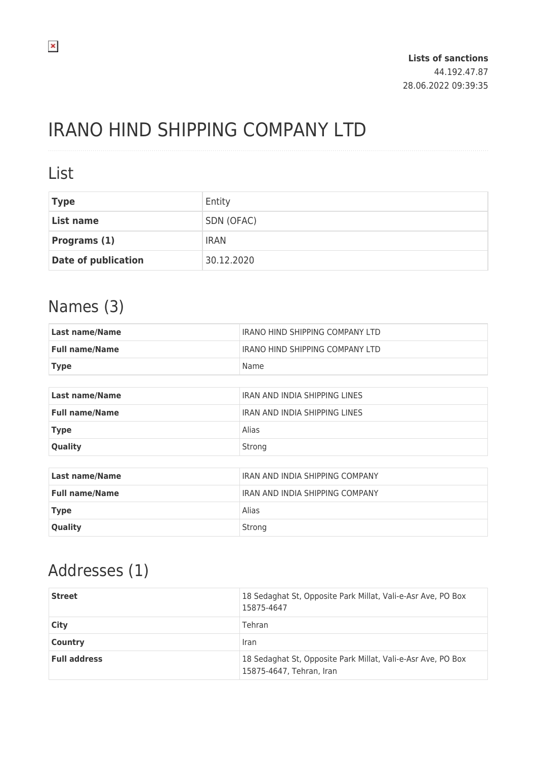**Lists of sanctions**
44.192.47.87
28.06.2022 09:39:35

# IRANO HIND SHIPPING COMPANY LTD

## List

| | |
|---|---|
| **Type** | Entity |
| **List name** | SDN (OFAC) |
| **Programs (1)** | IRAN |
| **Date of publication** | 30.12.2020 |

## Names (3)

| | |
|---|---|
| **Last name/Name** | IRANO HIND SHIPPING COMPANY LTD |
| **Full name/Name** | IRANO HIND SHIPPING COMPANY LTD |
| **Type** | Name |

| | |
|---|---|
| **Last name/Name** | IRAN AND INDIA SHIPPING LINES |
| **Full name/Name** | IRAN AND INDIA SHIPPING LINES |
| **Type** | Alias |
| **Quality** | Strong |

| | |
|---|---|
| **Last name/Name** | IRAN AND INDIA SHIPPING COMPANY |
| **Full name/Name** | IRAN AND INDIA SHIPPING COMPANY |
| **Type** | Alias |
| **Quality** | Strong |

## Addresses (1)

| | |
|---|---|
| **Street** | 18 Sedaghat St, Opposite Park Millat, Vali-e-Asr Ave, PO Box 15875-4647 |
| **City** | Tehran |
| **Country** | Iran |
| **Full address** | 18 Sedaghat St, Opposite Park Millat, Vali-e-Asr Ave, PO Box 15875-4647, Tehran, Iran |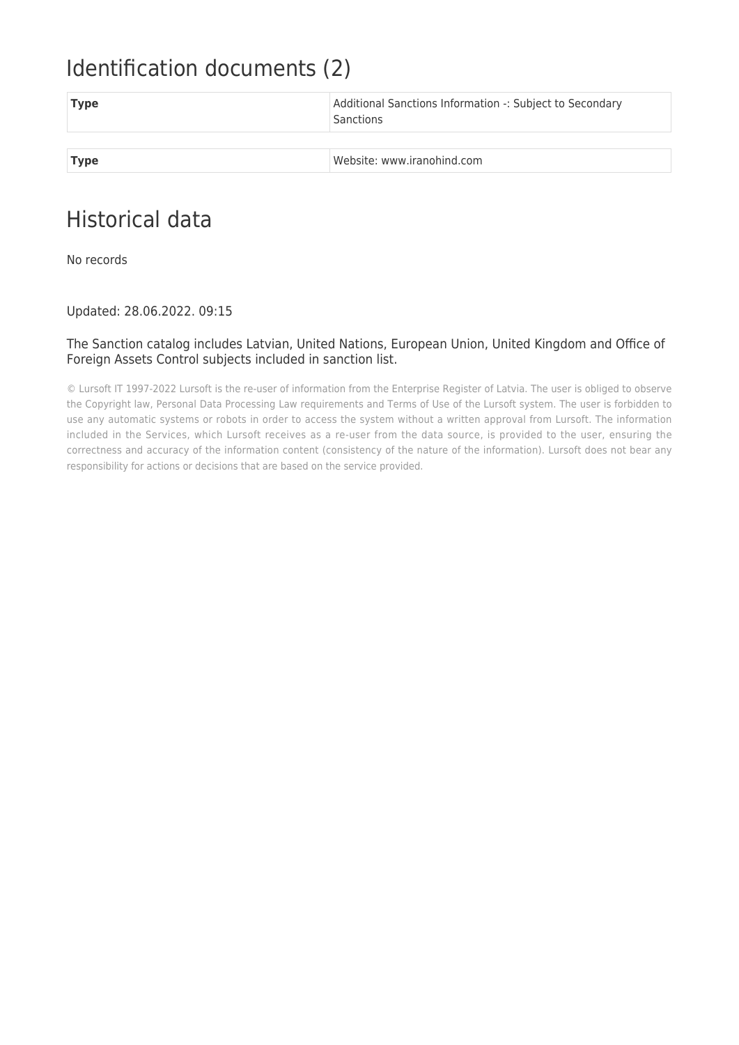# Identification documents (2)

| | |
|---|---|
| **Type** | Additional Sanctions Information -: Subject to Secondary Sanctions |

| | |
|---|---|
| **Type** | Website: www.iranohind.com |

# Historical data

No records

Updated: 28.06.2022. 09:15

The Sanction catalog includes Latvian, United Nations, European Union, United Kingdom and Office of Foreign Assets Control subjects included in sanction list.

© Lursoft IT 1997-2022 Lursoft is the re-user of information from the Enterprise Register of Latvia. The user is obliged to observe the Copyright law, Personal Data Processing Law requirements and Terms of Use of the Lursoft system. The user is forbidden to use any automatic systems or robots in order to access the system without a written approval from Lursoft. The information included in the Services, which Lursoft receives as a re-user from the data source, is provided to the user, ensuring the correctness and accuracy of the information content (consistency of the nature of the information). Lursoft does not bear any responsibility for actions or decisions that are based on the service provided.